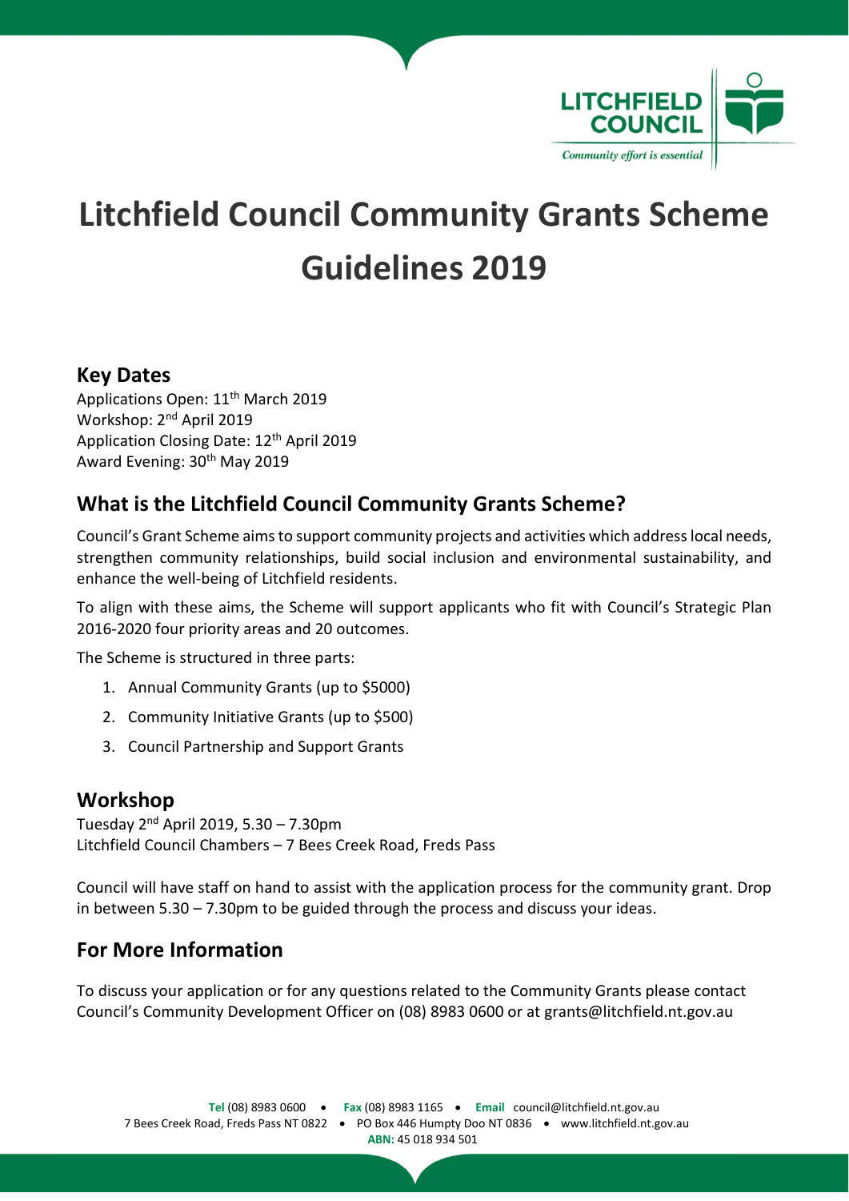# Litchfield Council Community Grants Scheme Guidelines 2019

## Key Dates

Applications Open: 11th March 2019
Workshop: 2nd April 2019
Application Closing Date: 12th April 2019
Award Evening: 30th May 2019

## What is the Litchfield Council Community Grants Scheme?

Council's Grant Scheme aims to support community projects and activities which address local needs, strengthen community relationships, build social inclusion and environmental sustainability, and enhance the well-being of Litchfield residents.

To align with these aims, the Scheme will support applicants who fit with Council's Strategic Plan 2016-2020 four priority areas and 20 outcomes.

The Scheme is structured in three parts:

1. Annual Community Grants (up to $5000)
2. Community Initiative Grants (up to $500)
3. Council Partnership and Support Grants

## Workshop

Tuesday 2nd April 2019, 5.30 – 7.30pm
Litchfield Council Chambers – 7 Bees Creek Road, Freds Pass

Council will have staff on hand to assist with the application process for the community grant. Drop in between 5.30 – 7.30pm to be guided through the process and discuss your ideas.

## For More Information

To discuss your application or for any questions related to the Community Grants please contact Council's Community Development Officer on (08) 8983 0600 or at grants@litchfield.nt.gov.au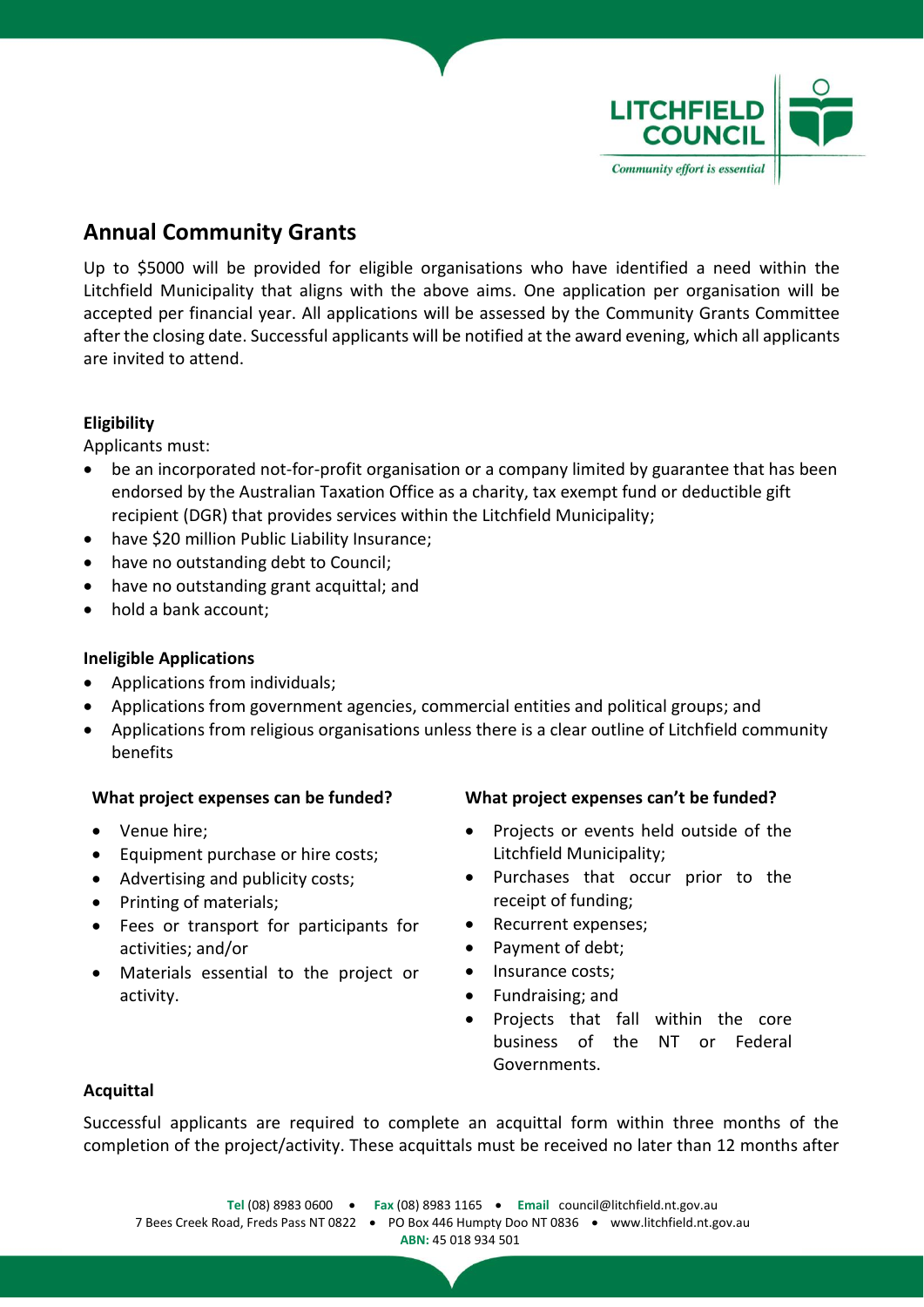## Annual Community Grants

Up to $5000 will be provided for eligible organisations who have identified a need within the Litchfield Municipality that aligns with the above aims. One application per organisation will be accepted per financial year. All applications will be assessed by the Community Grants Committee after the closing date. Successful applicants will be notified at the award evening, which all applicants are invited to attend.

**Eligibility**

Applicants must:

- be an incorporated not-for-profit organisation or a company limited by guarantee that has been endorsed by the Australian Taxation Office as a charity, tax exempt fund or deductible gift recipient (DGR) that provides services within the Litchfield Municipality;
- have $20 million Public Liability Insurance;
- have no outstanding debt to Council;
- have no outstanding grant acquittal; and
- hold a bank account;

**Ineligible Applications**

- Applications from individuals;
- Applications from government agencies, commercial entities and political groups; and
- Applications from religious organisations unless there is a clear outline of Litchfield community benefits

**What project expenses can be funded?**

- Venue hire;
- Equipment purchase or hire costs;
- Advertising and publicity costs;
- Printing of materials;
- Fees or transport for participants for activities; and/or
- Materials essential to the project or activity.

**What project expenses can't be funded?**

- Projects or events held outside of the Litchfield Municipality;
- Purchases that occur prior to the receipt of funding;
- Recurrent expenses;
- Payment of debt;
- Insurance costs;
- Fundraising; and
- Projects that fall within the core business of the NT or Federal Governments.

**Acquittal**

Successful applicants are required to complete an acquittal form within three months of the completion of the project/activity. These acquittals must be received no later than 12 months after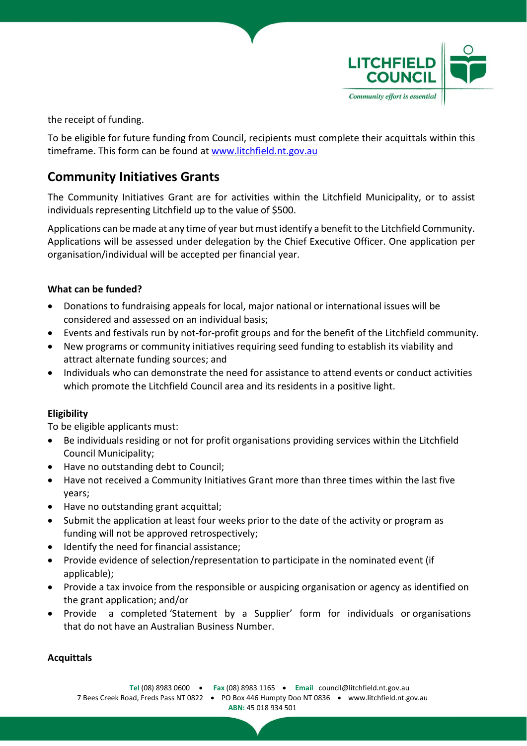the receipt of funding.

To be eligible for future funding from Council, recipients must complete their acquittals within this timeframe. This form can be found at [www.litchfield.nt.gov.au](www.litchfield.nt.gov.au)

## Community Initiatives Grants

The Community Initiatives Grant are for activities within the Litchfield Municipality, or to assist individuals representing Litchfield up to the value of $500.

Applications can be made at any time of year but must identify a benefit to the Litchfield Community. Applications will be assessed under delegation by the Chief Executive Officer. One application per organisation/individual will be accepted per financial year.

**What can be funded?**

- Donations to fundraising appeals for local, major national or international issues will be considered and assessed on an individual basis;
- Events and festivals run by not-for-profit groups and for the benefit of the Litchfield community.
- New programs or community initiatives requiring seed funding to establish its viability and attract alternate funding sources; and
- Individuals who can demonstrate the need for assistance to attend events or conduct activities which promote the Litchfield Council area and its residents in a positive light.

**Eligibility**

To be eligible applicants must:

- Be individuals residing or not for profit organisations providing services within the Litchfield Council Municipality;
- Have no outstanding debt to Council;
- Have not received a Community Initiatives Grant more than three times within the last five years;
- Have no outstanding grant acquittal;
- Submit the application at least four weeks prior to the date of the activity or program as funding will not be approved retrospectively;
- Identify the need for financial assistance;
- Provide evidence of selection/representation to participate in the nominated event (if applicable);
- Provide a tax invoice from the responsible or auspicing organisation or agency as identified on the grant application; and/or
- Provide a completed 'Statement by a Supplier' form for individuals or organisations that do not have an Australian Business Number.

**Acquittals**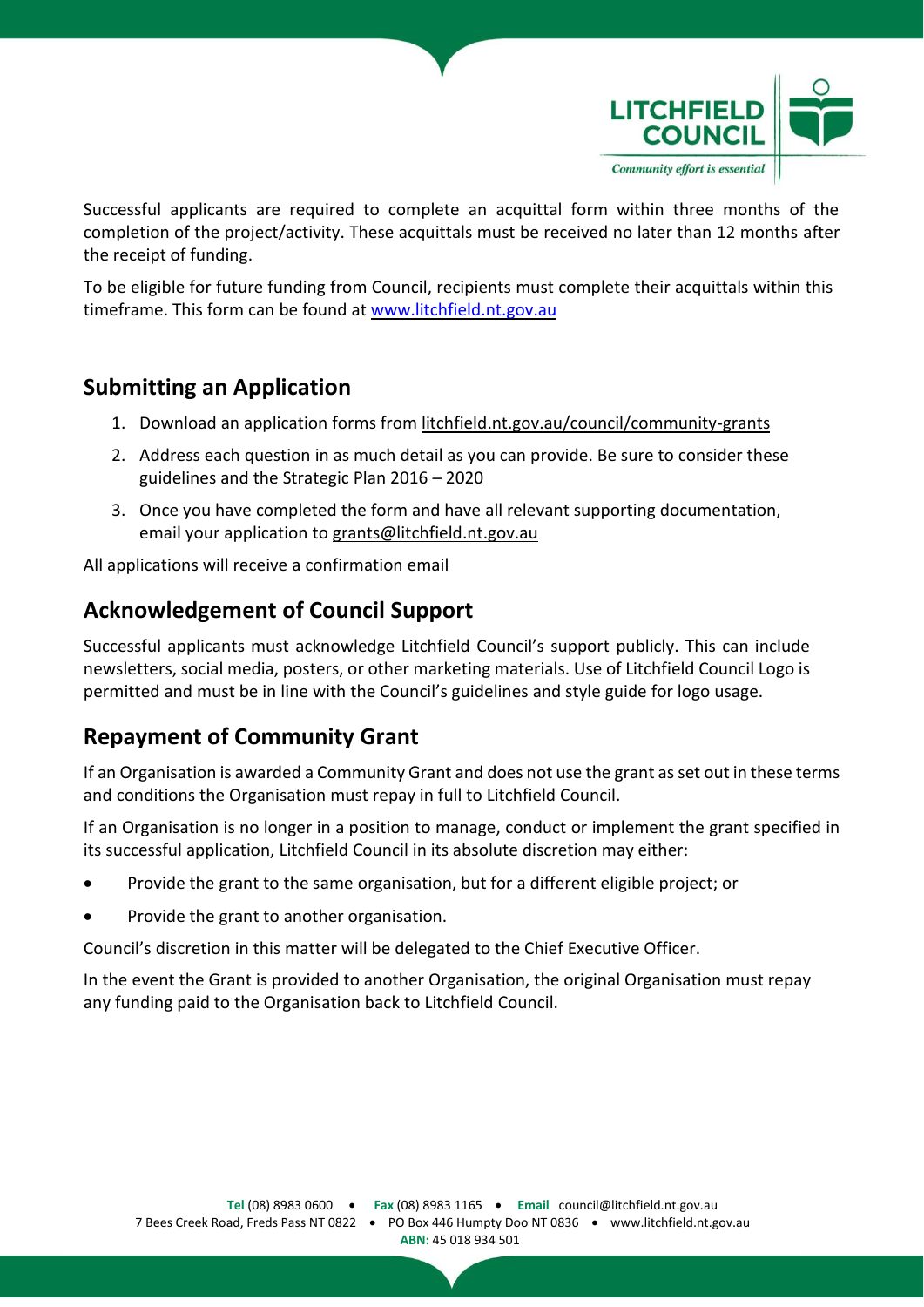Successful applicants are required to complete an acquittal form within three months of the completion of the project/activity. These acquittals must be received no later than 12 months after the receipt of funding.

To be eligible for future funding from Council, recipients must complete their acquittals within this timeframe. This form can be found at www.litchfield.nt.gov.au

## Submitting an Application

1. Download an application forms from litchfield.nt.gov.au/council/community-grants
2. Address each question in as much detail as you can provide. Be sure to consider these guidelines and the Strategic Plan 2016 – 2020
3. Once you have completed the form and have all relevant supporting documentation, email your application to grants@litchfield.nt.gov.au

All applications will receive a confirmation email

## Acknowledgement of Council Support

Successful applicants must acknowledge Litchfield Council's support publicly. This can include newsletters, social media, posters, or other marketing materials. Use of Litchfield Council Logo is permitted and must be in line with the Council's guidelines and style guide for logo usage.

## Repayment of Community Grant

If an Organisation is awarded a Community Grant and does not use the grant as set out in these terms and conditions the Organisation must repay in full to Litchfield Council.

If an Organisation is no longer in a position to manage, conduct or implement the grant specified in its successful application, Litchfield Council in its absolute discretion may either:

- Provide the grant to the same organisation, but for a different eligible project; or
- Provide the grant to another organisation.

Council's discretion in this matter will be delegated to the Chief Executive Officer.

In the event the Grant is provided to another Organisation, the original Organisation must repay any funding paid to the Organisation back to Litchfield Council.